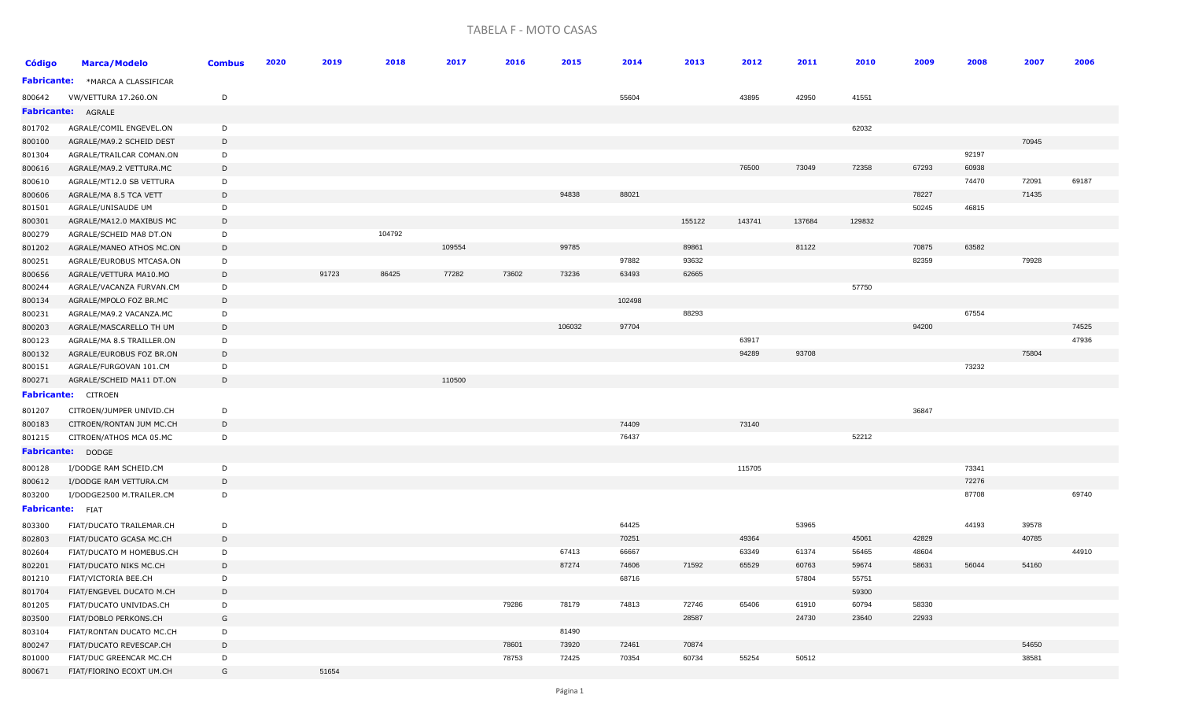# TABELA F - MOTO CASAS

| Código | Marca/Modelo | Combus | 2020 | 2019 | 2018 | 2017 | 2016 | 2015 | 2014 | 2013 | 2012 | 2011 | 2010 | 2009 | 2008 | 2007 | 2006 |
|---|---|---|---|---|---|---|---|---|---|---|---|---|---|---|---|---|---|
| **Fabricante:** | *MARCA A CLASSIFICAR | | | | | | | | | | | | | | | | |
| 800642 | VW/VETTURA 17.260.ON | D | | | | | | | 55604 | | 43895 | 42950 | 41551 | | | | |
| **Fabricante:** | AGRALE | | | | | | | | | | | | | | | | |
| 801702 | AGRALE/COMIL ENGEVEL.ON | D | | | | | | | | | | | 62032 | | | | |
| 800100 | AGRALE/MA9.2 SCHEID DEST | D | | | | | | | | | | | | | | 70945 | |
| 801304 | AGRALE/TRAILCAR COMAN.ON | D | | | | | | | | | | | | | 92197 | | |
| 800616 | AGRALE/MA9.2 VETTURA.MC | D | | | | | | | | | 76500 | 73049 | 72358 | 67293 | 60938 | | |
| 800610 | AGRALE/MT12.0 SB VETTURA | D | | | | | | | | | | | | | 74470 | 72091 | 69187 |
| 800606 | AGRALE/MA 8.5 TCA VETT | D | | | | | | 94838 | 88021 | | | | | 78227 | | 71435 | |
| 801501 | AGRALE/UNISAUDE UM | D | | | | | | | | | | | | 50245 | 46815 | | |
| 800301 | AGRALE/MA12.0 MAXIBUS MC | D | | | | | | | | 155122 | 143741 | 137684 | 129832 | | | | |
| 800279 | AGRALE/SCHEID MA8 DT.ON | D | | | 104792 | | | | | | | | | | | | |
| 801202 | AGRALE/MANEO ATHOS MC.ON | D | | | | 109554 | | 99785 | | 89861 | | 81122 | | 70875 | 63582 | | |
| 800251 | AGRALE/EUROBUS MTCASA.ON | D | | | | | | | 97882 | 93632 | | | | 82359 | | 79928 | |
| 800656 | AGRALE/VETTURA MA10.MO | D | | 91723 | 86425 | 77282 | 73602 | 73236 | 63493 | 62665 | | | | | | | |
| 800244 | AGRALE/VACANZA FURVAN.CM | D | | | | | | | | | | | 57750 | | | | |
| 800134 | AGRALE/MPOLO FOZ BR.MC | D | | | | | | | 102498 | | | | | | | | |
| 800231 | AGRALE/MA9.2 VACANZA.MC | D | | | | | | | | 88293 | | | | | 67554 | | |
| 800203 | AGRALE/MASCARELLO TH UM | D | | | | | | 106032 | 97704 | | | | | 94200 | | | 74525 |
| 800123 | AGRALE/MA 8.5 TRAILLER.ON | D | | | | | | | | | 63917 | | | | | | 47936 |
| 800132 | AGRALE/EUROBUS FOZ BR.ON | D | | | | | | | | | 94289 | 93708 | | | | 75804 | |
| 800151 | AGRALE/FURGOVAN 101.CM | D | | | | | | | | | | | | | 73232 | | |
| 800271 | AGRALE/SCHEID MA11 DT.ON | D | | | | 110500 | | | | | | | | | | | |
| **Fabricante:** | CITROEN | | | | | | | | | | | | | | | | |
| 801207 | CITROEN/JUMPER UNIVID.CH | D | | | | | | | | | | | | 36847 | | | |
| 800183 | CITROEN/RONTAN JUM MC.CH | D | | | | | | | 74409 | | 73140 | | | | | | |
| 801215 | CITROEN/ATHOS MCA 05.MC | D | | | | | | | 76437 | | | | 52212 | | | | |
| **Fabricante:** | DODGE | | | | | | | | | | | | | | | | |
| 800128 | I/DODGE RAM SCHEID.CM | D | | | | | | | | | 115705 | | | | 73341 | | |
| 800612 | I/DODGE RAM VETTURA.CM | D | | | | | | | | | | | | | 72276 | | |
| 803200 | I/DODGE2500 M.TRAILER.CM | D | | | | | | | | | | | | | 87708 | | 69740 |
| **Fabricante:** | FIAT | | | | | | | | | | | | | | | | |
| 803300 | FIAT/DUCATO TRAILEMAR.CH | D | | | | | | | 64425 | | | 53965 | | | 44193 | 39578 | |
| 802803 | FIAT/DUCATO GCASA MC.CH | D | | | | | | | 70251 | | 49364 | | 45061 | 42829 | | 40785 | |
| 802604 | FIAT/DUCATO M HOMEBUS.CH | D | | | | | | 67413 | 66667 | | 63349 | 61374 | 56465 | 48604 | | | 44910 |
| 802201 | FIAT/DUCATO NIKS MC.CH | D | | | | | | 87274 | 74606 | 71592 | 65529 | 60763 | 59674 | 58631 | 56044 | 54160 | |
| 801210 | FIAT/VICTORIA BEE.CH | D | | | | | | | 68716 | | | 57804 | 55751 | | | | |
| 801704 | FIAT/ENGEVEL DUCATO M.CH | D | | | | | | | | | | | 59300 | | | | |
| 801205 | FIAT/DUCATO UNIVIDAS.CH | D | | | | | 79286 | 78179 | 74813 | 72746 | 65406 | 61910 | 60794 | 58330 | | | |
| 803500 | FIAT/DOBLO PERKONS.CH | G | | | | | | | | 28587 | | 24730 | 23640 | 22933 | | | |
| 803104 | FIAT/RONTAN DUCATO MC.CH | D | | | | | | 81490 | | | | | | | | | |
| 800247 | FIAT/DUCATO REVESCAP.CH | D | | | | | 78601 | 73920 | 72461 | 70874 | | | | | | 54650 | |
| 801000 | FIAT/DUC GREENCAR MC.CH | D | | | | | 78753 | 72425 | 70354 | 60734 | 55254 | 50512 | | | | 38581 | |
| 800671 | FIAT/FIORINO ECOXT UM.CH | G | | 51654 | | | | | | | | | | | | | |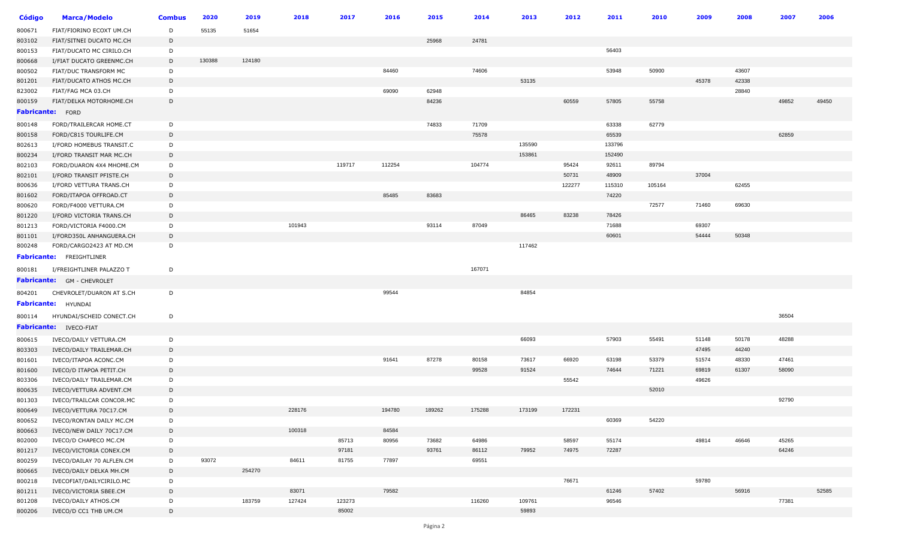| Código | Marca/Modelo | Combus | 2020 | 2019 | 2018 | 2017 | 2016 | 2015 | 2014 | 2013 | 2012 | 2011 | 2010 | 2009 | 2008 | 2007 | 2006 |
|---|---|---|---|---|---|---|---|---|---|---|---|---|---|---|---|---|---|
| 800671 | FIAT/FIORINO ECOXT UM.CH | D | 55135 | 51654 | | | | | | | | | | | | | |
| 803102 | FIAT/SITNEI DUCATO MC.CH | D | | | | | | 25968 | 24781 | | | | | | | | |
| 800153 | FIAT/DUCATO MC CIRILO.CH | D | | | | | | | | | | 56403 | | | | | |
| 800668 | I/FIAT DUCATO GREENMC.CH | D | 130388 | 124180 | | | | | | | | | | | | | |
| 800502 | FIAT/DUC TRANSFORM MC | D | | | | | 84460 | | 74606 | | | 53948 | 50900 | | 43607 | | |
| 801201 | FIAT/DUCATO ATHOS MC.CH | D | | | | | | | | 53135 | | | | 45378 | 42338 | | |
| 823002 | FIAT/FAG MCA 03.CH | D | | | | | 69090 | 62948 | | | | | | | 28840 | | |
| 800159 | FIAT/DELKA MOTORHOME.CH | D | | | | | | 84236 | | | 60559 | 57805 | 55758 | | | 49852 | 49450 |
| **Fabricante:** FORD | | | | | | | | | | | | | | | | | |
| 800148 | FORD/TRAILERCAR HOME.CT | D | | | | | | 74833 | 71709 | | | 63338 | 62779 | | | | |
| 800158 | FORD/C815 TOURLIFE.CM | D | | | | | | | 75578 | | | 65539 | | | | 62859 | |
| 802613 | I/FORD HOMEBUS TRANSIT.C | D | | | | | | | | 135590 | | 133796 | | | | | |
| 800234 | I/FORD TRANSIT MAR MC.CH | D | | | | | | | | 153861 | | 152490 | | | | | |
| 802103 | FORD/DUARON 4X4 MHOME.CM | D | | | | 119717 | 112254 | | 104774 | | 95424 | 92611 | 89794 | | | | |
| 802101 | I/FORD TRANSIT PFISTE.CH | D | | | | | | | | | 50731 | 48909 | | 37004 | | | |
| 800636 | I/FORD VETTURA TRANS.CH | D | | | | | | | | | 122277 | 115310 | 105164 | | 62455 | | |
| 801602 | FORD/ITAPOA OFFROAD.CT | D | | | | | 85485 | 83683 | | | | 74220 | | | | | |
| 800620 | FORD/F4000 VETTURA.CM | D | | | | | | | | | | | 72577 | 71460 | 69630 | | |
| 801220 | I/FORD VICTORIA TRANS.CH | D | | | | | | | | 86465 | 83238 | 78426 | | | | | |
| 801213 | FORD/VICTORIA F4000.CM | D | | | 101943 | | | 93114 | 87049 | | | 71688 | | 69307 | | | |
| 801101 | I/FORD350L ANHANGUERA.CH | D | | | | | | | | | | 60601 | | 54444 | 50348 | | |
| 800248 | FORD/CARGO2423 AT MD.CM | D | | | | | | | | 117462 | | | | | | | |
| **Fabricante:** FREIGHTLINER | | | | | | | | | | | | | | | | | |
| 800181 | I/FREIGHTLINER PALAZZO T | D | | | | | | | 167071 | | | | | | | | |
| **Fabricante:** GM - CHEVROLET | | | | | | | | | | | | | | | | | |
| 804201 | CHEVROLET/DUARON AT S.CH | D | | | | | 99544 | | | 84854 | | | | | | | |
| **Fabricante:** HYUNDAI | | | | | | | | | | | | | | | | | |
| 800114 | HYUNDAI/SCHEID CONECT.CH | D | | | | | | | | | | | | | | 36504 | |
| **Fabricante:** IVECO-FIAT | | | | | | | | | | | | | | | | | |
| 800615 | IVECO/DAILY VETTURA.CM | D | | | | | | | | 66093 | | 57903 | 55491 | 51148 | 50178 | 48288 | |
| 803303 | IVECO/DAILY TRAILEMAR.CH | D | | | | | | | | | | | | 47495 | 44240 | | |
| 801601 | IVECO/ITAPOA ACONC.CM | D | | | | | 91641 | 87278 | 80158 | 73617 | 66920 | 63198 | 53379 | 51574 | 48330 | 47461 | |
| 801600 | IVECO/D ITAPOA PETIT.CH | D | | | | | | | 99528 | 91524 | | 74644 | 71221 | 69819 | 61307 | 58090 | |
| 803306 | IVECO/DAILY TRAILEMAR.CM | D | | | | | | | | | 55542 | | | 49626 | | | |
| 800635 | IVECO/VETTURA ADVENT.CM | D | | | | | | | | | | | 52010 | | | | |
| 801303 | IVECO/TRAILCAR CONCOR.MC | D | | | | | | | | | | | | | | 92790 | |
| 800649 | IVECO/VETTURA 70C17.CM | D | | | 228176 | | 194780 | 189262 | 175288 | 173199 | 172231 | | | | | | |
| 800652 | IVECO/RONTAN DAILY MC.CM | D | | | | | | | | | | 60369 | 54220 | | | | |
| 800663 | IVECO/NEW DAILY 70C17.CM | D | | | 100318 | | 84584 | | | | | | | | | | |
| 802000 | IVECO/D CHAPECO MC.CM | D | | | | 85713 | 80956 | 73682 | 64986 | | 58597 | 55174 | | 49814 | 46646 | 45265 | |
| 801217 | IVECO/VICTORIA CONEX.CM | D | | | | 97181 | | 93761 | 86112 | 79952 | 74975 | 72287 | | | | 64246 | |
| 800259 | IVECO/DAILAY 70 ALFLEN.CM | D | 93072 | | 84611 | 81755 | 77897 | | 69551 | | | | | | | | |
| 800665 | IVECO/DAILY DELKA MH.CM | D | | 254270 | | | | | | | | | | | | | |
| 800218 | IVECOFIAT/DAILYCIRILO.MC | D | | | | | | | | | 76671 | | | 59780 | | | |
| 801211 | IVECO/VICTORIA SBEE.CM | D | | | 83071 | | 79582 | | | | | 61246 | 57402 | | 56916 | | 52585 |
| 801208 | IVECO/DAILY ATHOS.CM | D | | 183759 | 127424 | 123273 | | | 116260 | 109761 | | 96546 | | | | 77381 | |
| 800206 | IVECO/D CC1 THB UM.CM | D | | | | 85002 | | | | 59893 | | | | | | | |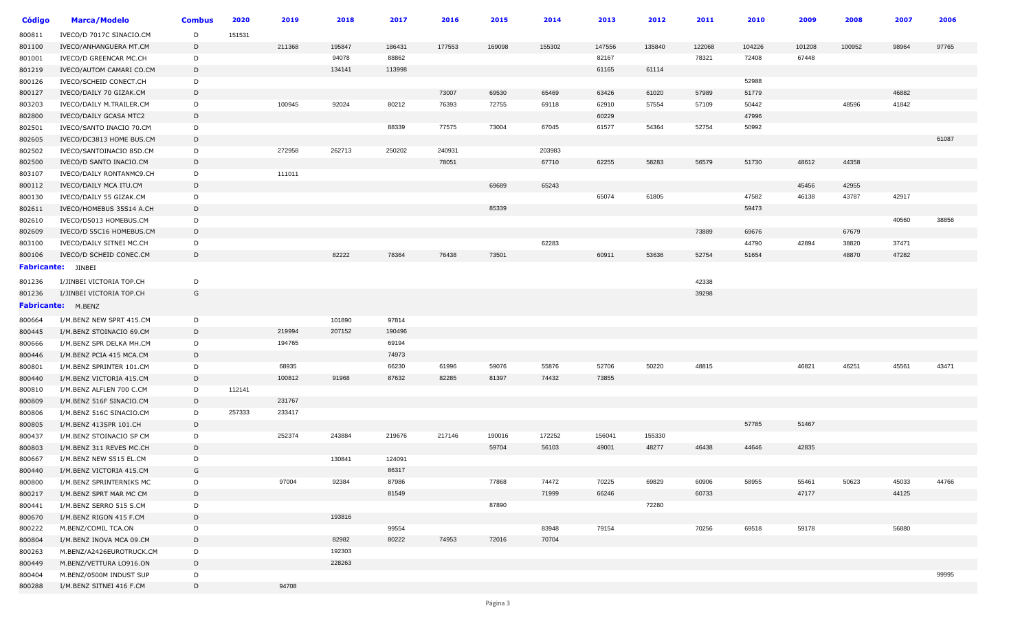| Código | Marca/Modelo | Combus | 2020 | 2019 | 2018 | 2017 | 2016 | 2015 | 2014 | 2013 | 2012 | 2011 | 2010 | 2009 | 2008 | 2007 | 2006 |
|---|---|---|---|---|---|---|---|---|---|---|---|---|---|---|---|---|---|
| 800811 | IVECO/D 7017C SINACIO.CM | D | 151531 | | | | | | | | | | | | | | |
| 801100 | IVECO/ANHANGUERA MT.CM | D | | 211368 | 195847 | 186431 | 177553 | 169098 | 155302 | 147556 | 135840 | 122068 | 104226 | 101208 | 100952 | 98964 | 97765 |
| 801001 | IVECO/D GREENCAR MC.CH | D | | | 94078 | 88862 | | | | 82167 | | 78321 | 72408 | 67448 | | | |
| 801219 | IVECO/AUTOM CAMARI CO.CM | D | | | 134141 | 113998 | | | | 61165 | 61114 | | | | | | |
| 800126 | IVECO/SCHEID CONECT.CH | D | | | | | | | | | | | 52988 | | | | |
| 800127 | IVECO/DAILY 70 GIZAK.CM | D | | | | | 73007 | 69530 | 65469 | 63426 | 61020 | 57989 | 51779 | | | 46882 | |
| 803203 | IVECO/DAILY M.TRAILER.CM | D | | 100945 | 92024 | 80212 | 76393 | 72755 | 69118 | 62910 | 57554 | 57109 | 50442 | | 48596 | 41842 | |
| 802800 | IVECO/DAILY GCASA MTC2 | D | | | | | | | | 60229 | | | 47996 | | | | |
| 802501 | IVECO/SANTO INACIO 70.CM | D | | | | 88339 | 77575 | 73004 | 67045 | 61577 | 54364 | 52754 | 50992 | | | | |
| 802605 | IVECO/DC3813 HOME BUS.CM | D | | | | | | | | | | | | | | | 61087 |
| 802502 | IVECO/SANTOINACIO 85D.CM | D | | 272958 | 262713 | 250202 | 240931 | | 203983 | | | | | | | | |
| 802500 | IVECO/D SANTO INACIO.CM | D | | | | | 78051 | | 67710 | 62255 | 58283 | 56579 | 51730 | 48612 | 44358 | | |
| 803107 | IVECO/DAILY RONTANMC9.CH | D | | 111011 | | | | | | | | | | | | | |
| 800112 | IVECO/DAILY MCA ITU.CM | D | | | | | | 69689 | 65243 | | | | | 45456 | 42955 | | |
| 800130 | IVECO/DAILY 55 GIZAK.CM | D | | | | | | | | 65074 | 61805 | | 47582 | 46138 | 43787 | 42917 | |
| 802611 | IVECO/HOMEBUS 35S14 A.CH | D | | | | | | 85339 | | | | | 59473 | | | | |
| 802610 | IVECO/D5013 HOMEBUS.CM | D | | | | | | | | | | | | | | 40560 | 38856 |
| 802609 | IVECO/D 55C16 HOMEBUS.CM | D | | | | | | | | | | 73889 | 69676 | | 67679 | | |
| 803100 | IVECO/DAILY SITNEI MC.CH | D | | | | | | | 62283 | | | | 44790 | 42894 | 38820 | 37471 | |
| 800106 | IVECO/D SCHEID CONEC.CM | D | | | 82222 | 78364 | 76438 | 73501 | | 60911 | 53636 | 52754 | 51654 | | 48870 | 47282 | |
| **Fabricante:** | JINBEI | | | | | | | | | | | | | | | | |
| 801236 | I/JINBEI VICTORIA TOP.CH | D | | | | | | | | | | 42338 | | | | | |
| 801236 | I/JINBEI VICTORIA TOP.CH | G | | | | | | | | | | 39298 | | | | | |
| **Fabricante:** | M.BENZ | | | | | | | | | | | | | | | | |
| 800664 | I/M.BENZ NEW SPRT 415.CM | D | | | 101890 | 97814 | | | | | | | | | | | |
| 800445 | I/M.BENZ STOINACIO 69.CM | D | | 219994 | 207152 | 190496 | | | | | | | | | | | |
| 800666 | I/M.BENZ SPR DELKA MH.CM | D | | 194765 | | 69194 | | | | | | | | | | | |
| 800446 | I/M.BENZ PCIA 415 MCA.CM | D | | | | 74973 | | | | | | | | | | | |
| 800801 | I/M.BENZ SPRINTER 101.CM | D | | 68935 | | 66230 | 61996 | 59076 | 55876 | 52706 | 50220 | 48815 | | 46821 | 46251 | 45561 | 43471 |
| 800440 | I/M.BENZ VICTORIA 415.CM | D | | 100812 | 91968 | 87632 | 82285 | 81397 | 74432 | 73855 | | | | | | | |
| 800810 | I/M.BENZ ALFLEN 700 C.CM | D | 112141 | | | | | | | | | | | | | | |
| 800809 | I/M.BENZ 516F SINACIO.CM | D | | 231767 | | | | | | | | | | | | | |
| 800806 | I/M.BENZ 516C SINACIO.CM | D | 257333 | 233417 | | | | | | | | | | | | | |
| 800805 | I/M.BENZ 413SPR 101.CH | D | | | | | | | | | | | 57785 | 51467 | | | |
| 800437 | I/M.BENZ STOINACIO SP CM | D | | 252374 | 243884 | 219676 | 217146 | 190016 | 172252 | 156041 | 155330 | | | | | | |
| 800803 | I/M.BENZ 311 REVES MC.CH | D | | | | | | 59704 | 56103 | 49001 | 48277 | 46438 | 44646 | 42835 | | | |
| 800667 | I/M.BENZ NEW S515 EL.CM | D | | | 130841 | 124091 | | | | | | | | | | | |
| 800440 | I/M.BENZ VICTORIA 415.CM | G | | | | 86317 | | | | | | | | | | | |
| 800800 | I/M.BENZ SPRINTERNIKS MC | D | | 97004 | 92384 | 87986 | | 77868 | 74472 | 70225 | 69829 | 60906 | 58955 | 55461 | 50623 | 45033 | 44766 |
| 800217 | I/M.BENZ SPRT MAR MC CM | D | | | | 81549 | | | 71999 | 66246 | | 60733 | | 47177 | | 44125 | |
| 800441 | I/M.BENZ SERRO 515 S.CM | D | | | | | | 87890 | | | 72280 | | | | | | |
| 800670 | I/M.BENZ RIGON 415 F.CM | D | | | 193816 | | | | | | | | | | | | |
| 800222 | M.BENZ/COMIL TCA.ON | D | | | | 99554 | | | 83948 | 79154 | | 70256 | 69518 | 59178 | | 56880 | |
| 800804 | I/M.BENZ INOVA MCA 09.CM | D | | | 82982 | 80222 | 74953 | 72016 | 70704 | | | | | | | | |
| 800263 | M.BENZ/A2426EUROTRUCK.CM | D | | | 192303 | | | | | | | | | | | | |
| 800449 | M.BENZ/VETTURA LO916.ON | D | | | 228263 | | | | | | | | | | | | |
| 800404 | M.BENZ/0500M INDUST SUP | D | | | | | | | | | | | | | | | 99995 |
| 800288 | I/M.BENZ SITNEI 416 F.CM | D | | 94708 | | | | | | | | | | | | | |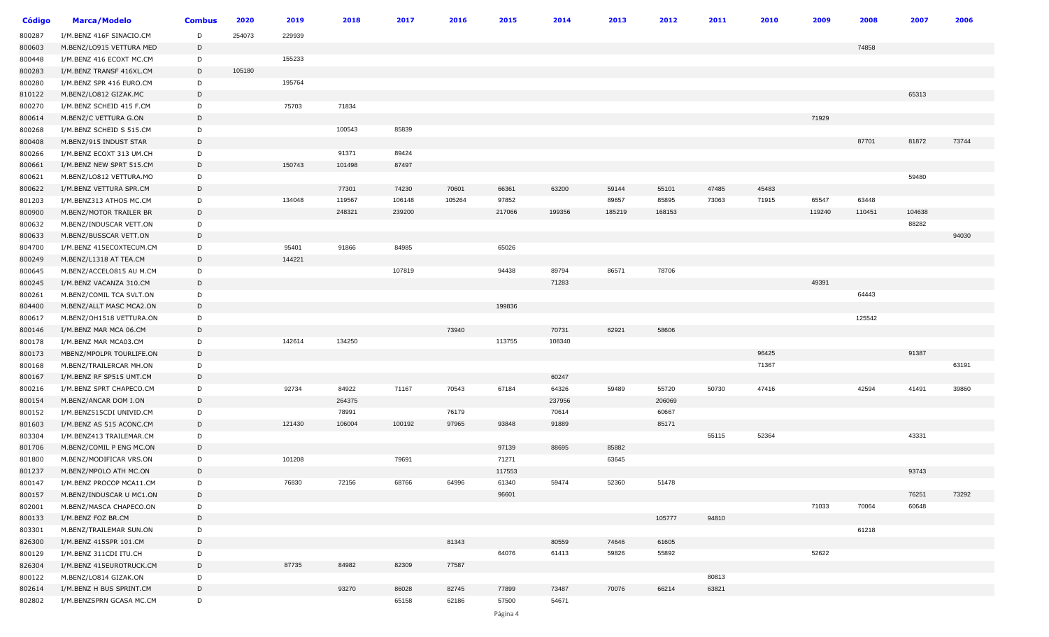| Código | Marca/Modelo | Combus | 2020 | 2019 | 2018 | 2017 | 2016 | 2015 | 2014 | 2013 | 2012 | 2011 | 2010 | 2009 | 2008 | 2007 | 2006 |
|---|---|---|---|---|---|---|---|---|---|---|---|---|---|---|---|---|---|
| 800287 | I/M.BENZ 416F SINACIO.CM | D | 254073 | 229939 | | | | | | | | | | | | | |
| 800603 | M.BENZ/LO915 VETTURA MED | D | | | | | | | | | | | | | 74858 | | |
| 800448 | I/M.BENZ 416 ECOXT MC.CM | D | | 155233 | | | | | | | | | | | | | |
| 800283 | I/M.BENZ TRANSF 416XL.CM | D | 105180 | | | | | | | | | | | | | | |
| 800280 | I/M.BENZ SPR 416 EURO.CM | D | | 195764 | | | | | | | | | | | | | |
| 810122 | M.BENZ/LO812 GIZAK.MC | D | | | | | | | | | | | | | | 65313 | |
| 800270 | I/M.BENZ SCHEID 415 F.CM | D | | 75703 | 71834 | | | | | | | | | | | | |
| 800614 | M.BENZ/C VETTURA G.ON | D | | | | | | | | | | | | 71929 | | | |
| 800268 | I/M.BENZ SCHEID S 515.CM | D | | | 100543 | 85839 | | | | | | | | | | | |
| 800408 | M.BENZ/915 INDUST STAR | D | | | | | | | | | | | | | 87701 | 81872 | 73744 |
| 800266 | I/M.BENZ ECOXT 313 UM.CH | D | | | 91371 | 89424 | | | | | | | | | | | |
| 800661 | I/M.BENZ NEW SPRT 515.CM | D | | 150743 | 101498 | 87497 | | | | | | | | | | | |
| 800621 | M.BENZ/LO812 VETTURA.MO | D | | | | | | | | | | | | | | 59480 | |
| 800622 | I/M.BENZ VETTURA SPR.CM | D | | | 77301 | 74230 | 70601 | 66361 | 63200 | 59144 | 55101 | 47485 | 45483 | | | | |
| 801203 | I/M.BENZ313 ATHOS MC.CM | D | | 134048 | 119567 | 106148 | 105264 | 97852 | | 89657 | 85895 | 73063 | 71915 | 65547 | 63448 | | |
| 800900 | M.BENZ/MOTOR TRAILER BR | D | | | 248321 | 239200 | | 217066 | 199356 | 185219 | 168153 | | | 119240 | 110451 | 104638 | |
| 800632 | M.BENZ/INDUSCAR VETT.ON | D | | | | | | | | | | | | | | 88282 | |
| 800633 | M.BENZ/BUSSCAR VETT.ON | D | | | | | | | | | | | | | | | 94030 |
| 804700 | I/M.BENZ 415ECOXTECUM.CM | D | | 95401 | 91866 | 84985 | | 65026 | | | | | | | | | |
| 800249 | M.BENZ/L1318 AT TEA.CM | D | | 144221 | | | | | | | | | | | | | |
| 800645 | M.BENZ/ACCELO815 AU M.CM | D | | | | 107819 | | 94438 | 89794 | 86571 | 78706 | | | | | | |
| 800245 | I/M.BENZ VACANZA 310.CM | D | | | | | | | 71283 | | | | | 49391 | | | |
| 800261 | M.BENZ/COMIL TCA SVLT.ON | D | | | | | | | | | | | | | 64443 | | |
| 804400 | M.BENZ/ALLT MASC MCA2.ON | D | | | | | | 199836 | | | | | | | | | |
| 800617 | M.BENZ/OH1518 VETTURA.ON | D | | | | | | | | | | | | | 125542 | | |
| 800146 | I/M.BENZ MAR MCA 06.CM | D | | | | | 73940 | | 70731 | 62921 | 58606 | | | | | | |
| 800178 | I/M.BENZ MAR MCA03.CM | D | | 142614 | 134250 | | | 113755 | 108340 | | | | | | | | |
| 800173 | MBENZ/MPOLPR TOURLIFE.ON | D | | | | | | | | | | | 96425 | | | 91387 | |
| 800168 | M.BENZ/TRAILERCAR MH.ON | D | | | | | | | | | | | 71367 | | | | 63191 |
| 800167 | I/M.BENZ RF SP515 UMT.CM | D | | | | | | | 60247 | | | | | | | | |
| 800216 | I/M.BENZ SPRT CHAPECO.CM | D | | 92734 | 84922 | 71167 | 70543 | 67184 | 64326 | 59489 | 55720 | 50730 | 47416 | | 42594 | 41491 | 39860 |
| 800154 | M.BENZ/ANCAR DOM I.ON | D | | | 264375 | | | | 237956 | | 206069 | | | | | | |
| 800152 | I/M.BENZ515CDI UNIVID.CM | D | | | 78991 | | 76179 | | 70614 | | 60667 | | | | | | |
| 801603 | I/M.BENZ AS 515 ACONC.CM | D | | 121430 | 106004 | 100192 | 97965 | 93848 | 91889 | | 85171 | | | | | | |
| 803304 | I/M.BENZ413 TRAILEMAR.CM | D | | | | | | | | | | 55115 | 52364 | | | 43331 | |
| 801706 | M.BENZ/COMIL P ENG MC.ON | D | | | | | | 97139 | 88695 | 85882 | | | | | | | |
| 801800 | M.BENZ/MODIFICAR VRS.ON | D | | 101208 | | 79691 | | 71271 | | 63645 | | | | | | | |
| 801237 | M.BENZ/MPOLO ATH MC.ON | D | | | | | | 117553 | | | | | | | | 93743 | |
| 800147 | I/M.BENZ PROCOP MCA11.CM | D | | 76830 | 72156 | 68766 | 64996 | 61340 | 59474 | 52360 | 51478 | | | | | | |
| 800157 | M.BENZ/INDUSCAR U MC1.ON | D | | | | | | 96601 | | | | | | | | 76251 | 73292 |
| 802001 | M.BENZ/MASCA CHAPECO.ON | D | | | | | | | | | | | | 71033 | 70064 | 60648 | |
| 800133 | I/M.BENZ FOZ BR.CM | D | | | | | | | | | 105777 | 94810 | | | | | |
| 803301 | M.BENZ/TRAILEMAR SUN.ON | D | | | | | | | | | | | | | 61218 | | |
| 826300 | I/M.BENZ 415SPR 101.CM | D | | | | | 81343 | | 80559 | 74646 | 61605 | | | | | | |
| 800129 | I/M.BENZ 311CDI ITU.CH | D | | | | | | 64076 | 61413 | 59826 | 55892 | | | 52622 | | | |
| 826304 | I/M.BENZ 415EUROTRUCK.CM | D | | 87735 | 84982 | 82309 | 77587 | | | | | | | | | | |
| 800122 | M.BENZ/LO814 GIZAK.ON | D | | | | | | | | | | 80813 | | | | | |
| 802614 | I/M.BENZ H BUS SPRINT.CM | D | | | 93270 | 86028 | 82745 | 77899 | 73487 | 70076 | 66214 | 63821 | | | | | |
| 802802 | I/M.BENZSPRN GCASA MC.CM | D | | | | 65158 | 62186 | 57500 | 54671 | | | | | | | | |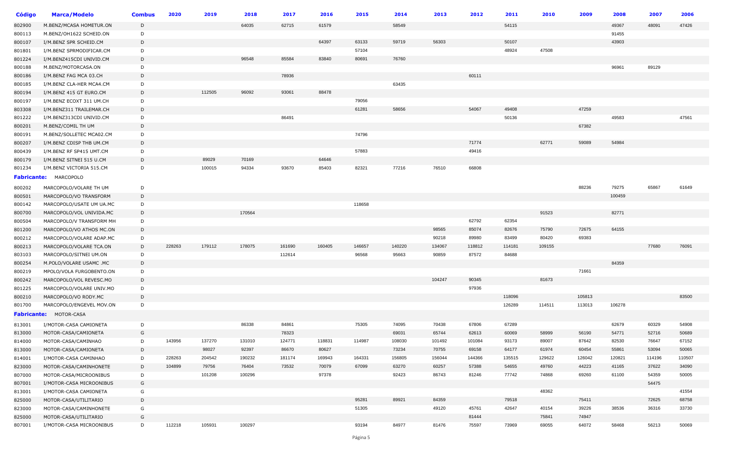| Código | Marca/Modelo | Combus | 2020 | 2019 | 2018 | 2017 | 2016 | 2015 | 2014 | 2013 | 2012 | 2011 | 2010 | 2009 | 2008 | 2007 | 2006 |
|---|---|---|---|---|---|---|---|---|---|---|---|---|---|---|---|---|---|
| 802900 | M.BENZ/MCASA HOMETUR.ON | D | | | 64035 | 62715 | 61579 | | 58549 | | | 54115 | | | 49367 | 48091 | 47426 |
| 800113 | M.BENZ/OH1622 SCHEID.ON | D | | | | | | | | | | | | | 91455 | | |
| 800107 | I/M.BENZ SPR SCHEID.CM | D | | | | | 64397 | 63133 | 59719 | 56303 | | 50107 | | | 43903 | | |
| 801801 | I/M.BENZ SPRMODIFICAR.CM | D | | | | | | 57104 | | | | 48924 | 47508 | | | | |
| 801224 | I/M.BENZ415CDI UNIVID.CM | D | | | 96548 | 85584 | 83840 | 80691 | 76760 | | | | | | | | |
| 800188 | M.BENZ/MOTORCASA.ON | D | | | | | | | | | | | | | 96961 | 89129 | |
| 800186 | I/M.BENZ FAG MCA 03.CH | D | | | | 78936 | | | | | 60111 | | | | | | |
| 800185 | I/M.BENZ CLA-HER MCA4.CM | D | | | | | | | 63435 | | | | | | | | |
| 800194 | I/M.BENZ 415 GT EURO.CM | D | | 112505 | 96092 | 93061 | 88478 | | | | | | | | | | |
| 800197 | I/M.BENZ ECOXT 311 UM.CH | D | | | | | | 79056 | | | | | | | | | |
| 803308 | I/M.BENZ311 TRAILEMAR.CH | D | | | | | | 61281 | 58656 | | 54067 | 49408 | | 47259 | | | |
| 801222 | I/M.BENZ313CDI UNIVID.CM | D | | | | 86491 | | | | | | 50136 | | | 49583 | | 47561 |
| 800201 | M.BENZ/COMIL TH UM | D | | | | | | | | | | | | 67382 | | | |
| 800191 | M.BENZ/SOLLETEC MCA02.CM | D | | | | | | 74796 | | | | | | | | | |
| 800207 | I/M.BENZ CDISP THB UM.CH | D | | | | | | | | | 71774 | | 62771 | 59089 | 54984 | | |
| 800439 | I/M.BENZ RF SP415 UMT.CM | D | | | | | | 57883 | | | 49416 | | | | | | |
| 800179 | I/M.BENZ SITNEI 515 U.CM | D | | 89029 | 70169 | | 64646 | | | | | | | | | | |
| 801234 | I/M.BENZ VICTORIA 515.CM | D | | 100015 | 94334 | 93670 | 85403 | 82321 | 77216 | 76510 | 66808 | | | | | | |
| **Fabricante:** | MARCOPOLO | | | | | | | | | | | | | | | | |
| 800202 | MARCOPOLO/VOLARE TH UM | D | | | | | | | | | | | | 88236 | 79275 | 65867 | 61649 |
| 800501 | MARCOPOLO/VO TRANSFORM | D | | | | | | | | | | | | | 100459 | | |
| 800142 | MARCOPOLO/USATE UM UA.MC | D | | | | | | 118658 | | | | | | | | | |
| 800700 | MARCOPOLO/VOL UNIVIDA.MC | D | | | 170564 | | | | | | | | 91523 | | 82771 | | |
| 800504 | MARCOPOLO/V TRANSFORM MH | D | | | | | | | | | 62792 | 62354 | | | | | |
| 801200 | MARCOPOLO/VO ATHOS MC.ON | D | | | | | | | | 98565 | 85074 | 82676 | 75790 | 72675 | 64155 | | |
| 800212 | MARCOPOLO/VOLARE ADAP.MC | D | | | | | | | | 90218 | 89980 | 83499 | 80420 | 69383 | | | |
| 800213 | MARCOPOLO/VOLARE TCA.ON | D | 228263 | 179112 | 178075 | 161690 | 160405 | 146657 | 140220 | 134067 | 118812 | 114181 | 109155 | | | 77680 | 76091 |
| 803103 | MARCOPOLO/SITNEI UM.ON | D | | | | 112614 | | 96568 | 95663 | 90859 | 87572 | 84688 | | | | | |
| 800254 | M.POLO/VOLARE USAMC .MC | D | | | | | | | | | | | | | 84359 | | |
| 800219 | MPOLO/VOLA FURGOBENTO.ON | D | | | | | | | | | | | | 71661 | | | |
| 800242 | MARCOPOLO/VOL REVESC.MO | D | | | | | | | | 104247 | 90345 | | 81673 | | | | |
| 801225 | MARCOPOLO/VOLARE UNIV.MO | D | | | | | | | | | 97936 | | | | | | |
| 800210 | MARCOPOLO/VO RODY.MC | D | | | | | | | | | | 118096 | | 105813 | | | 83500 |
| 801700 | MARCOPOLO/ENGEVEL MOV.ON | D | | | | | | | | | | 126289 | 114511 | 113013 | 106278 | | |
| **Fabricante:** | MOTOR-CASA | | | | | | | | | | | | | | | | |
| 813001 | I/MOTOR-CASA CAMIONETA | D | | | 86338 | 84861 | | 75305 | 74095 | 70438 | 67806 | 67289 | | | 62679 | 60329 | 54908 |
| 813000 | MOTOR-CASA/CAMIONETA | G | | | | 78323 | | | 69031 | 65744 | 62613 | 60069 | 58999 | 56190 | 54771 | 52716 | 50689 |
| 814000 | MOTOR-CASA/CAMINHAO | D | 143956 | 137270 | 131010 | 124771 | 118831 | 114987 | 108030 | 101492 | 101084 | 93173 | 89007 | 87642 | 82530 | 76647 | 67152 |
| 813000 | MOTOR-CASA/CAMIONETA | D | | 98027 | 92397 | 86670 | 80627 | | 73234 | 70755 | 69158 | 64177 | 61974 | 60454 | 55861 | 53094 | 50065 |
| 814001 | I/MOTOR-CASA CAMINHAO | D | 228263 | 204542 | 190232 | 181174 | 169943 | 164331 | 156805 | 156044 | 144366 | 135515 | 129622 | 126042 | 120821 | 114196 | 110507 |
| 823000 | MOTOR-CASA/CAMINHONETE | D | 104899 | 79756 | 76404 | 73532 | 70079 | 67099 | 63270 | 60257 | 57388 | 54655 | 49760 | 44223 | 41165 | 37622 | 34090 |
| 807000 | MOTOR-CASA/MICROONIBUS | D | | 101208 | 100296 | | 97378 | | 92423 | 86743 | 81246 | 77742 | 74868 | 69260 | 61100 | 54359 | 50005 |
| 807001 | I/MOTOR-CASA MICROONIBUS | G | | | | | | | | | | | | | | 54475 | |
| 813001 | I/MOTOR-CASA CAMIONETA | G | | | | | | | | | | | 48362 | | | | 41554 |
| 825000 | MOTOR-CASA/UTILITARIO | D | | | | | | 95281 | 89921 | 84359 | | 79518 | | 75411 | | 72625 | 68758 |
| 823000 | MOTOR-CASA/CAMINHONETE | G | | | | | | 51305 | | 49120 | 45761 | 42647 | 40154 | 39226 | 38536 | 36316 | 33730 |
| 825000 | MOTOR-CASA/UTILITARIO | G | | | | | | | | | 81444 | | 75841 | 74947 | | | |
| 807001 | I/MOTOR-CASA MICROONIBUS | D | 112218 | 105931 | 100297 | | | 93194 | 84977 | 81476 | 75597 | 73969 | 69055 | 64072 | 58468 | 56213 | 50069 |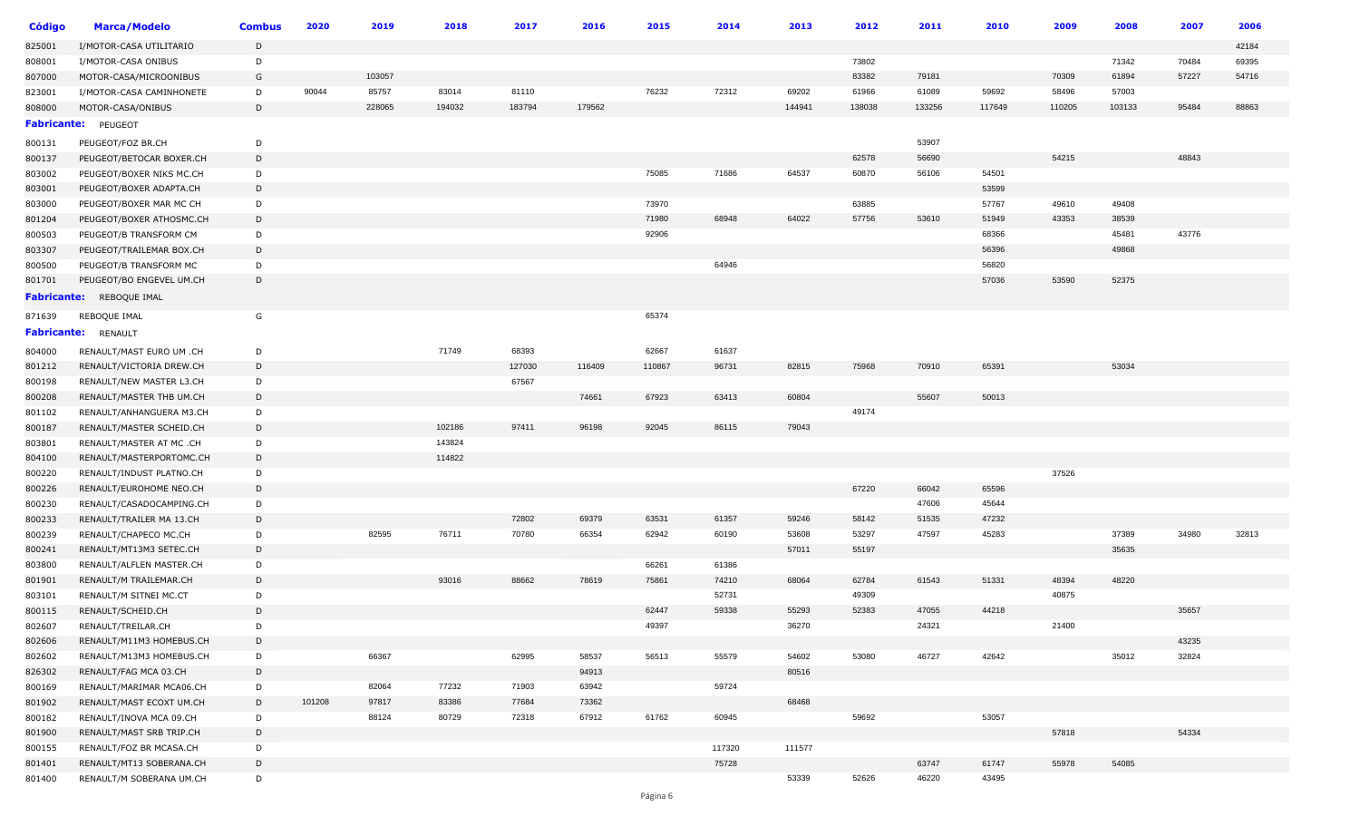| Código | Marca/Modelo | Combus | 2020 | 2019 | 2018 | 2017 | 2016 | 2015 | 2014 | 2013 | 2012 | 2011 | 2010 | 2009 | 2008 | 2007 | 2006 |
|---|---|---|---|---|---|---|---|---|---|---|---|---|---|---|---|---|---|
| 825001 | I/MOTOR-CASA UTILITARIO | D | | | | | | | | | | | | | | | 42184 |
| 808001 | I/MOTOR-CASA ONIBUS | D | | | | | | | | | 73802 | | | | 71342 | 70484 | 69395 |
| 807000 | MOTOR-CASA/MICROONIBUS | G | | 103057 | | | | | | | 83382 | 79181 | | 70309 | 61894 | 57227 | 54716 |
| 823001 | I/MOTOR-CASA CAMINHONETE | D | 90044 | 85757 | 83014 | 81110 | | 76232 | 72312 | 69202 | 61966 | 61089 | 59692 | 58496 | 57003 | | |
| 808000 | MOTOR-CASA/ONIBUS | D | | 228065 | 194032 | 183794 | 179562 | | | 144941 | 138038 | 133256 | 117649 | 110205 | 103133 | 95484 | 88863 |
| **Fabricante:** | PEUGEOT | | | | | | | | | | | | | | | | |
| 800131 | PEUGEOT/FOZ BR.CH | D | | | | | | | | | | 53907 | | | | | |
| 800137 | PEUGEOT/BETOCAR BOXER.CH | D | | | | | | | | | 62578 | 56690 | | 54215 | | 48843 | |
| 803002 | PEUGEOT/BOXER NIKS MC.CH | D | | | | | | 75085 | 71686 | 64537 | 60870 | 56106 | 54501 | | | | |
| 803001 | PEUGEOT/BOXER ADAPTA.CH | D | | | | | | | | | | | 53599 | | | | |
| 803000 | PEUGEOT/BOXER MAR MC CH | D | | | | | | 73970 | | | 63885 | | 57767 | 49610 | 49408 | | |
| 801204 | PEUGEOT/BOXER ATHOSMC.CH | D | | | | | | 71980 | 68948 | 64022 | 57756 | 53610 | 51949 | 43353 | 38539 | | |
| 800503 | PEUGEOT/B TRANSFORM CM | D | | | | | | 92906 | | | | | 68366 | | 45481 | 43776 | |
| 803307 | PEUGEOT/TRAILEMAR BOX.CH | D | | | | | | | | | | | 56396 | | 49868 | | |
| 800500 | PEUGEOT/B TRANSFORM MC | D | | | | | | | 64946 | | | | 56820 | | | | |
| 801701 | PEUGEOT/BO ENGEVEL UM.CH | D | | | | | | | | | | | 57036 | 53590 | 52375 | | |
| **Fabricante:** | REBOQUE IMAL | | | | | | | | | | | | | | | | |
| 871639 | REBOQUE IMAL | G | | | | | | 65374 | | | | | | | | | |
| **Fabricante:** | RENAULT | | | | | | | | | | | | | | | | |
| 804000 | RENAULT/MAST EURO UM .CH | D | | | 71749 | 68393 | | 62667 | 61637 | | | | | | | | |
| 801212 | RENAULT/VICTORIA DREW.CH | D | | | | 127030 | 116409 | 110867 | 96731 | 82815 | 75968 | 70910 | 65391 | | 53034 | | |
| 800198 | RENAULT/NEW MASTER L3.CH | D | | | | 67567 | | | | | | | | | | | |
| 800208 | RENAULT/MASTER THB UM.CH | D | | | | | 74661 | 67923 | 63413 | 60804 | | 55607 | 50013 | | | | |
| 801102 | RENAULT/ANHANGUERA M3.CH | D | | | | | | | | | 49174 | | | | | | |
| 800187 | RENAULT/MASTER SCHEID.CH | D | | | 102186 | 97411 | 96198 | 92045 | 86115 | 79043 | | | | | | | |
| 803801 | RENAULT/MASTER AT MC .CH | D | | | 143824 | | | | | | | | | | | | |
| 804100 | RENAULT/MASTERPORTOMC.CH | D | | | 114822 | | | | | | | | | | | | |
| 800220 | RENAULT/INDUST PLATNO.CH | D | | | | | | | | | | | | 37526 | | | |
| 800226 | RENAULT/EUROHOME NEO.CH | D | | | | | | | | | 67220 | 66042 | 65596 | | | | |
| 800230 | RENAULT/CASADOCAMPING.CH | D | | | | | | | | | | 47606 | 45644 | | | | |
| 800233 | RENAULT/TRAILER MA 13.CH | D | | | | 72802 | 69379 | 63531 | 61357 | 59246 | 58142 | 51535 | 47232 | | | | |
| 800239 | RENAULT/CHAPECO MC.CH | D | | 82595 | 76711 | 70780 | 66354 | 62942 | 60190 | 53608 | 53297 | 47597 | 45283 | | 37389 | 34980 | 32813 |
| 800241 | RENAULT/MT13M3 SETEC.CH | D | | | | | | | | 57011 | 55197 | | | | 35635 | | |
| 803800 | RENAULT/ALFLEN MASTER.CH | D | | | | | | 66261 | 61386 | | | | | | | | |
| 801901 | RENAULT/M TRAILEMAR.CH | D | | | 93016 | 88662 | 78619 | 75861 | 74210 | 68064 | 62784 | 61543 | 51331 | 48394 | 48220 | | |
| 803101 | RENAULT/M SITNEI MC.CT | D | | | | | | | 52731 | | 49309 | | | 40875 | | | |
| 800115 | RENAULT/SCHEID.CH | D | | | | | | 62447 | 59338 | 55293 | 52383 | 47055 | 44218 | | | 35657 | |
| 802607 | RENAULT/TREILAR.CH | D | | | | | | 49397 | | 36270 | | 24321 | | 21400 | | | |
| 802606 | RENAULT/M11M3 HOMEBUS.CH | D | | | | | | | | | | | | | | 43235 | |
| 802602 | RENAULT/M13M3 HOMEBUS.CH | D | | 66367 | | 62995 | 58537 | 56513 | 55579 | 54602 | 53080 | 46727 | 42642 | | 35012 | 32824 | |
| 826302 | RENAULT/FAG MCA 03.CH | D | | | | | 94913 | | | 80516 | | | | | | | |
| 800169 | RENAULT/MARIMAR MCA06.CH | D | | 82064 | 77232 | 71903 | 63942 | | 59724 | | | | | | | | |
| 801902 | RENAULT/MAST ECOXT UM.CH | D | 101208 | 97817 | 83386 | 77684 | 73362 | | | 68468 | | | | | | | |
| 800182 | RENAULT/INOVA MCA 09.CH | D | | 88124 | 80729 | 72318 | 67912 | 61762 | 60945 | | 59692 | | 53057 | | | | |
| 801900 | RENAULT/MAST SRB TRIP.CH | D | | | | | | | | | | | | 57818 | | 54334 | |
| 800155 | RENAULT/FOZ BR MCASA.CH | D | | | | | | | 117320 | 111577 | | | | | | | |
| 801401 | RENAULT/MT13 SOBERANA.CH | D | | | | | | | 75728 | | | 63747 | 61747 | 55978 | 54085 | | |
| 801400 | RENAULT/M SOBERANA UM.CH | D | | | | | | | | 53339 | 52626 | 46220 | 43495 | | | | |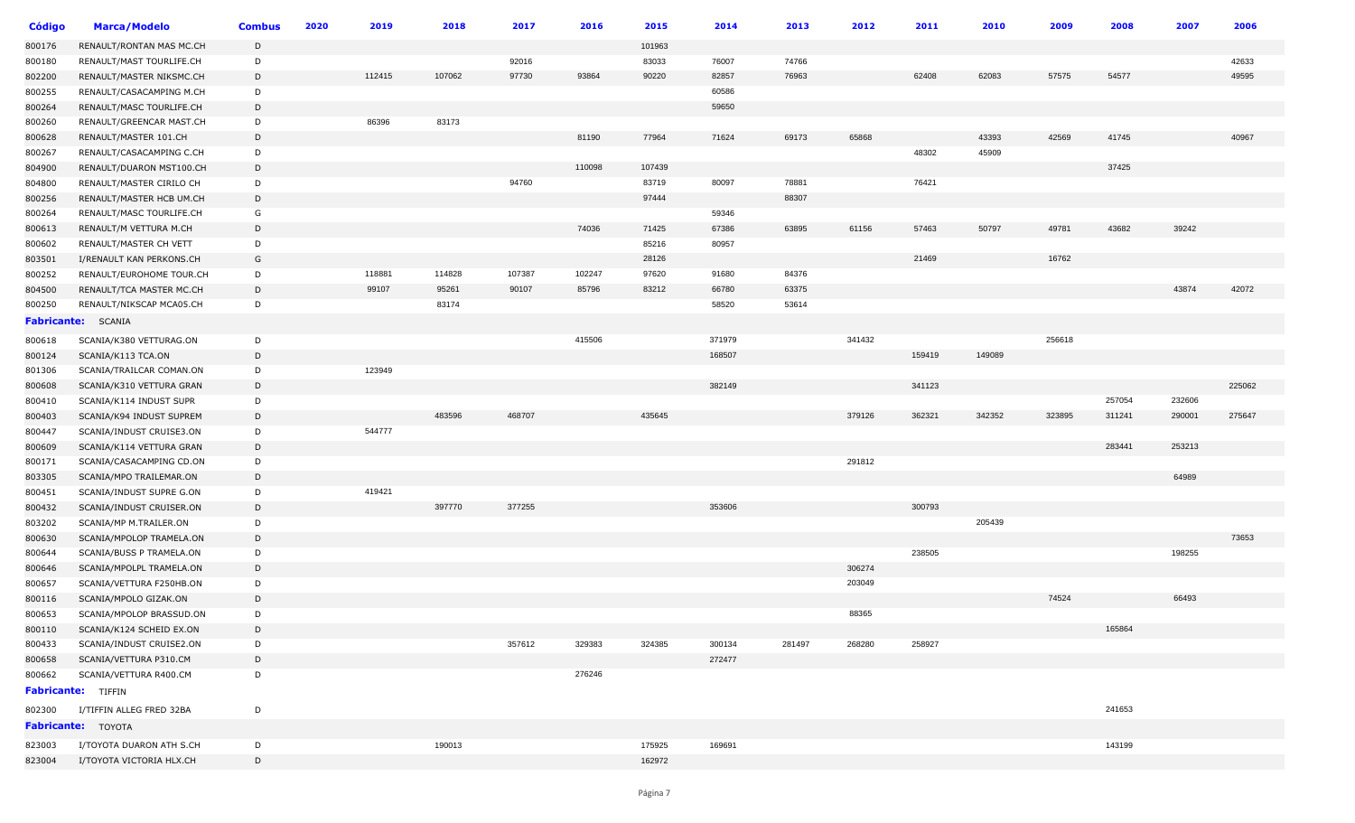| Código | Marca/Modelo | Combus | 2020 | 2019 | 2018 | 2017 | 2016 | 2015 | 2014 | 2013 | 2012 | 2011 | 2010 | 2009 | 2008 | 2007 | 2006 |
|---|---|---|---|---|---|---|---|---|---|---|---|---|---|---|---|---|---|
| 800176 | RENAULT/RONTAN MAS MC.CH | D | | | | | | 101963 | | | | | | | | | |
| 800180 | RENAULT/MAST TOURLIFE.CH | D | | | | 92016 | | 83033 | 76007 | 74766 | | | | | | | 42633 |
| 802200 | RENAULT/MASTER NIKSMC.CH | D | | 112415 | 107062 | 97730 | 93864 | 90220 | 82857 | 76963 | | 62408 | 62083 | 57575 | 54577 | | 49595 |
| 800255 | RENAULT/CASACAMPING M.CH | D | | | | | | | 60586 | | | | | | | | |
| 800264 | RENAULT/MASC TOURLIFE.CH | D | | | | | | | 59650 | | | | | | | | |
| 800260 | RENAULT/GREENCAR MAST.CH | D | | 86396 | 83173 | | | | | | | | | | | | |
| 800628 | RENAULT/MASTER 101.CH | D | | | | | 81190 | 77964 | 71624 | 69173 | 65868 | | 43393 | 42569 | 41745 | | 40967 |
| 800267 | RENAULT/CASACAMPING C.CH | D | | | | | | | | | | 48302 | 45909 | | | | |
| 804900 | RENAULT/DUARON MST100.CH | D | | | | | 110098 | 107439 | | | | | | | 37425 | | |
| 804800 | RENAULT/MASTER CIRILO CH | D | | | | 94760 | | 83719 | 80097 | 78881 | | 76421 | | | | | |
| 800256 | RENAULT/MASTER HCB UM.CH | D | | | | | | 97444 | | 88307 | | | | | | | |
| 800264 | RENAULT/MASC TOURLIFE.CH | G | | | | | | | 59346 | | | | | | | | |
| 800613 | RENAULT/M VETTURA M.CH | D | | | | | 74036 | 71425 | 67386 | 63895 | 61156 | 57463 | 50797 | 49781 | 43682 | 39242 | |
| 800602 | RENAULT/MASTER CH VETT | D | | | | | | 85216 | 80957 | | | | | | | | |
| 803501 | I/RENAULT KAN PERKONS.CH | G | | | | | | 28126 | | | | 21469 | | 16762 | | | |
| 800252 | RENAULT/EUROHOME TOUR.CH | D | | 118881 | 114828 | 107387 | 102247 | 97620 | 91680 | 84376 | | | | | | | |
| 804500 | RENAULT/TCA MASTER MC.CH | D | | 99107 | 95261 | 90107 | 85796 | 83212 | 66780 | 63375 | | | | | | 43874 | 42072 |
| 800250 | RENAULT/NIKSCAP MCA05.CH | D | | | 83174 | | | | 58520 | 53614 | | | | | | | |
| **Fabricante:** SCANIA | | | | | | | | | | | | | | | | | |
| 800618 | SCANIA/K380 VETTURAG.ON | D | | | | | 415506 | | 371979 | | 341432 | | | 256618 | | | |
| 800124 | SCANIA/K113 TCA.ON | D | | | | | | | 168507 | | | 159419 | 149089 | | | | |
| 801306 | SCANIA/TRAILCAR COMAN.ON | D | | 123949 | | | | | | | | | | | | | |
| 800608 | SCANIA/K310 VETTURA GRAN | D | | | | | | | 382149 | | | 341123 | | | | | 225062 |
| 800410 | SCANIA/K114 INDUST SUPR | D | | | | | | | | | | | | | 257054 | 232606 | |
| 800403 | SCANIA/K94 INDUST SUPREM | D | | | 483596 | 468707 | | 435645 | | | 379126 | 362321 | 342352 | 323895 | 311241 | 290001 | 275647 |
| 800447 | SCANIA/INDUST CRUISE3.ON | D | | 544777 | | | | | | | | | | | | | |
| 800609 | SCANIA/K114 VETTURA GRAN | D | | | | | | | | | | | | | 283441 | 253213 | |
| 800171 | SCANIA/CASACAMPING CD.ON | D | | | | | | | | | 291812 | | | | | | |
| 803305 | SCANIA/MPO TRAILEMAR.ON | D | | | | | | | | | | | | | | 64989 | |
| 800451 | SCANIA/INDUST SUPRE G.ON | D | | 419421 | | | | | | | | | | | | | |
| 800432 | SCANIA/INDUST CRUISER.ON | D | | | 397770 | 377255 | | | 353606 | | | 300793 | | | | | |
| 803202 | SCANIA/MP M.TRAILER.ON | D | | | | | | | | | | | 205439 | | | | |
| 800630 | SCANIA/MPOLOP TRAMELA.ON | D | | | | | | | | | | | | | | | 73653 |
| 800644 | SCANIA/BUSS P TRAMELA.ON | D | | | | | | | | | | 238505 | | | | 198255 | |
| 800646 | SCANIA/MPOLPL TRAMELA.ON | D | | | | | | | | | 306274 | | | | | | |
| 800657 | SCANIA/VETTURA F250HB.ON | D | | | | | | | | | 203049 | | | | | | |
| 800116 | SCANIA/MPOLO GIZAK.ON | D | | | | | | | | | | | | 74524 | | 66493 | |
| 800653 | SCANIA/MPOLOP BRASSUD.ON | D | | | | | | | | | 88365 | | | | | | |
| 800110 | SCANIA/K124 SCHEID EX.ON | D | | | | | | | | | | | | | 165864 | | |
| 800433 | SCANIA/INDUST CRUISE2.ON | D | | | | 357612 | 329383 | 324385 | 300134 | 281497 | 268280 | 258927 | | | | | |
| 800658 | SCANIA/VETTURA P310.CM | D | | | | | | | 272477 | | | | | | | | |
| 800662 | SCANIA/VETTURA R400.CM | D | | | | | 276246 | | | | | | | | | | |
| **Fabricante:** TIFFIN | | | | | | | | | | | | | | | | | |
| 802300 | I/TIFFIN ALLEG FRED 32BA | D | | | | | | | | | | | | | 241653 | | |
| **Fabricante:** TOYOTA | | | | | | | | | | | | | | | | | |
| 823003 | I/TOYOTA DUARON ATH S.CH | D | | | 190013 | | | 175925 | 169691 | | | | | | 143199 | | |
| 823004 | I/TOYOTA VICTORIA HLX.CH | D | | | | | | 162972 | | | | | | | | | |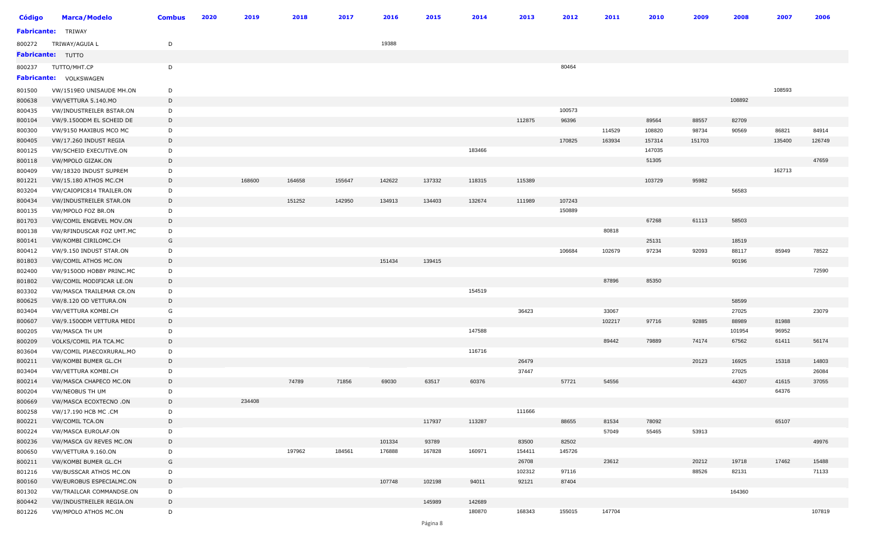| Código | Marca/Modelo | Combus | 2020 | 2019 | 2018 | 2017 | 2016 | 2015 | 2014 | 2013 | 2012 | 2011 | 2010 | 2009 | 2008 | 2007 | 2006 |
|---|---|---|---|---|---|---|---|---|---|---|---|---|---|---|---|---|---|
| **Fabricante:** | TRIWAY | | | | | | | | | | | | | | | | |
| 800272 | TRIWAY/AGUIA L | D | | | | | 19388 | | | | | | | | | | |
| **Fabricante:** | TUTTO | | | | | | | | | | | | | | | | |
| 800237 | TUTTO/MHT.CP | D | | | | | | | | | 80464 | | | | | | |
| **Fabricante:** | VOLKSWAGEN | | | | | | | | | | | | | | | | |
| 801500 | VW/1519EO UNISAUDE MH.ON | D | | | | | | | | | | | | | | 108593 | |
| 800638 | VW/VETTURA 5.140.MO | D | | | | | | | | | | | | | 108892 | | |
| 800435 | VW/INDUSTREILER BSTAR.ON | D | | | | | | | | | 100573 | | | | | | |
| 800104 | VW/9.150ODM EL SCHEID DE | D | | | | | | | | 112875 | 96396 | | 89564 | 88557 | 82709 | | |
| 800300 | VW/9150 MAXIBUS MCO MC | D | | | | | | | | | | 114529 | 108820 | 98734 | 90569 | 86821 | 84914 |
| 800405 | VW/17.260 INDUST REGIA | D | | | | | | | | | 170825 | 163934 | 157314 | 151703 | | 135400 | 126749 |
| 800125 | VW/SCHEID EXECUTIVE.ON | D | | | | | | | 183466 | | | | 147035 | | | | |
| 800118 | VW/MPOLO GIZAK.ON | D | | | | | | | | | | | 51305 | | | | 47659 |
| 800409 | VW/18320 INDUST SUPREM | D | | | | | | | | | | | | | | 162713 | |
| 801221 | VW/15.180 ATHOS MC.CM | D | | 168600 | 164658 | 155647 | 142622 | 137332 | 118315 | 115389 | | | 103729 | 95982 | | | |
| 803204 | VW/CAIOPIC814 TRAILER.ON | D | | | | | | | | | | | | | 56583 | | |
| 800434 | VW/INDUSTREILER STAR.ON | D | | | 151252 | 142950 | 134913 | 134403 | 132674 | 111989 | 107243 | | | | | | |
| 800135 | VW/MPOLO FOZ BR.ON | D | | | | | | | | | 150889 | | | | | | |
| 801703 | VW/COMIL ENGEVEL MOV.ON | D | | | | | | | | | | | 67268 | 61113 | 58503 | | |
| 800138 | VW/RFINDUSCAR FOZ UMT.MC | D | | | | | | | | | | 80818 | | | | | |
| 800141 | VW/KOMBI CIRILOMC.CH | G | | | | | | | | | | | 25131 | | 18519 | | |
| 800412 | VW/9.150 INDUST STAR.ON | D | | | | | | | | | 106684 | 102679 | 97234 | 92093 | 88117 | 85949 | 78522 |
| 801803 | VW/COMIL ATHOS MC.ON | D | | | | | 151434 | 139415 | | | | | | | 90196 | | |
| 802400 | VW/9150OD HOBBY PRINC.MC | D | | | | | | | | | | | | | | | 72590 |
| 801802 | VW/COMIL MODIFICAR LE.ON | D | | | | | | | | | | 87896 | 85350 | | | | |
| 803302 | VW/MASCA TRAILEMAR CR.ON | D | | | | | | | 154519 | | | | | | | | |
| 800625 | VW/8.120 OD VETTURA.ON | D | | | | | | | | | | | | | 58599 | | |
| 803404 | VW/VETTURA KOMBI.CH | G | | | | | | | | 36423 | | 33067 | | | 27025 | | 23079 |
| 800607 | VW/9.150ODM VETTURA MEDI | D | | | | | | | | | | 102217 | 97716 | 92885 | 88989 | 81988 | |
| 800205 | VW/MASCA TH UM | D | | | | | | | 147588 | | | | | | 101954 | 96952 | |
| 800209 | VOLKS/COMIL PIA TCA.MC | D | | | | | | | | | | 89442 | 79889 | 74174 | 67562 | 61411 | 56174 |
| 803604 | VW/COMIL PIAECOXRURAL.MO | D | | | | | | | 116716 | | | | | | | | |
| 800211 | VW/KOMBI BUMER GL.CH | D | | | | | | | | 26479 | | | | 20123 | 16925 | 15318 | 14803 |
| 803404 | VW/VETTURA KOMBI.CH | D | | | | | | | | 37447 | | | | | 27025 | | 26084 |
| 800214 | VW/MASCA CHAPECO MC.ON | D | | | 74789 | 71856 | 69030 | 63517 | 60376 | | 57721 | 54556 | | | 44307 | 41615 | 37055 |
| 800204 | VW/NEOBUS TH UM | D | | | | | | | | | | | | | | 64376 | |
| 800669 | VW/MASCA ECOXTECNO .ON | D | | 234408 | | | | | | | | | | | | | |
| 800258 | VW/17.190 HCB MC .CM | D | | | | | | | | 111666 | | | | | | | |
| 800221 | VW/COMIL TCA.ON | D | | | | | | 117937 | 113287 | | 88655 | 81534 | 78092 | | | 65107 | |
| 800224 | VW/MASCA EUROLAF.ON | D | | | | | | | | | | 57049 | 55465 | 53913 | | | |
| 800236 | VW/MASCA GV REVES MC.ON | D | | | | | 101334 | 93789 | | 83500 | 82502 | | | | | | 49976 |
| 800650 | VW/VETTURA 9.160.ON | D | | | 197962 | 184561 | 176888 | 167828 | 160971 | 154411 | 145726 | | | | | | |
| 800211 | VW/KOMBI BUMER GL.CH | G | | | | | | | | 26708 | | 23612 | | 20212 | 19718 | 17462 | 15488 |
| 801216 | VW/BUSSCAR ATHOS MC.ON | D | | | | | | | | 102312 | 97116 | | | 88526 | 82131 | | 71133 |
| 800160 | VW/EUROBUS ESPECIALMC.ON | D | | | | | 107748 | 102198 | 94011 | 92121 | 87404 | | | | | | |
| 801302 | VW/TRAILCAR COMMANDSE.ON | D | | | | | | | | | | | | | 164360 | | |
| 800442 | VW/INDUSTREILER REGIA.ON | D | | | | | | 145989 | 142689 | | | | | | | | |
| 801226 | VW/MPOLO ATHOS MC.ON | D | | | | | | | 180870 | 168343 | 155015 | 147704 | | | | | 107819 |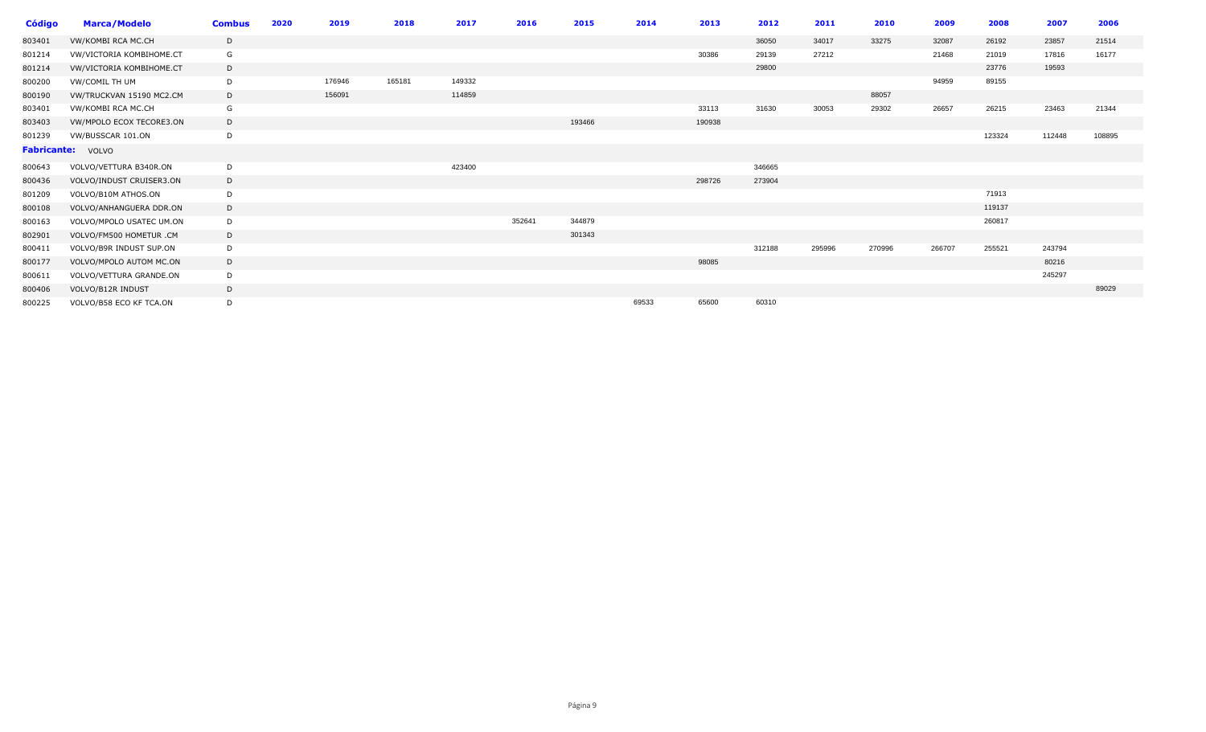| Código | Marca/Modelo | Combus | 2020 | 2019 | 2018 | 2017 | 2016 | 2015 | 2014 | 2013 | 2012 | 2011 | 2010 | 2009 | 2008 | 2007 | 2006 |
|---|---|---|---|---|---|---|---|---|---|---|---|---|---|---|---|---|---|
| 803401 | VW/KOMBI RCA MC.CH | D | | | | | | | | | 36050 | 34017 | 33275 | 32087 | 26192 | 23857 | 21514 |
| 801214 | VW/VICTORIA KOMBIHOME.CT | G | | | | | | | | 30386 | 29139 | 27212 | | 21468 | 21019 | 17816 | 16177 |
| 801214 | VW/VICTORIA KOMBIHOME.CT | D | | | | | | | | | 29800 | | | | 23776 | 19593 | |
| 800200 | VW/COMIL TH UM | D | | 176946 | 165181 | 149332 | | | | | | | | 94959 | 89155 | | |
| 800190 | VW/TRUCKVAN 15190 MC2.CM | D | | 156091 | | 114859 | | | | | | | 88057 | | | | |
| 803401 | VW/KOMBI RCA MC.CH | G | | | | | | | | 33113 | 31630 | 30053 | 29302 | 26657 | 26215 | 23463 | 21344 |
| 803403 | VW/MPOLO ECOX TECORE3.ON | D | | | | | | 193466 | | 190938 | | | | | | | |
| 801239 | VW/BUSSCAR 101.ON | D | | | | | | | | | | | | | 123324 | 112448 | 108895 |
| **Fabricante:** | VOLVO | | | | | | | | | | | | | | | | |
| 800643 | VOLVO/VETTURA B340R.ON | D | | | | 423400 | | | | | 346665 | | | | | | |
| 800436 | VOLVO/INDUST CRUISER3.ON | D | | | | | | | | 298726 | 273904 | | | | | | |
| 801209 | VOLVO/B10M ATHOS.ON | D | | | | | | | | | | | | | 71913 | | |
| 800108 | VOLVO/ANHANGUERA DDR.ON | D | | | | | | | | | | | | | 119137 | | |
| 800163 | VOLVO/MPOLO USATEC UM.ON | D | | | | | 352641 | 344879 | | | | | | | 260817 | | |
| 802901 | VOLVO/FM500 HOMETUR .CM | D | | | | | | 301343 | | | | | | | | | |
| 800411 | VOLVO/B9R INDUST SUP.ON | D | | | | | | | | | 312188 | 295996 | 270996 | 266707 | 255521 | 243794 | |
| 800177 | VOLVO/MPOLO AUTOM MC.ON | D | | | | | | | | 98085 | | | | | | 80216 | |
| 800611 | VOLVO/VETTURA GRANDE.ON | D | | | | | | | | | | | | | | 245297 | |
| 800406 | VOLVO/B12R INDUST | D | | | | | | | | | | | | | | | 89029 |
| 800225 | VOLVO/B58 ECO KF TCA.ON | D | | | | | | | 69533 | 65600 | 60310 | | | | | | |